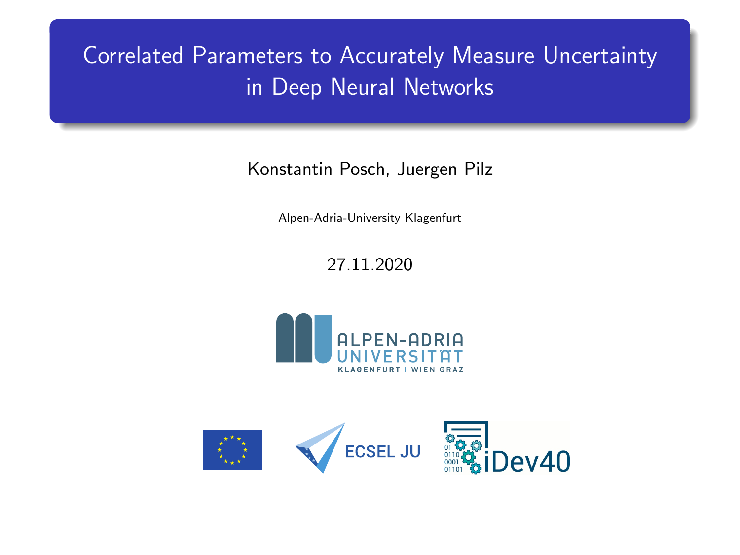# Correlated Parameters to Accurately Measure Uncertainty in Deep Neural Networks

Konstantin Posch, Juergen Pilz

Alpen-Adria-University Klagenfurt

27.11.2020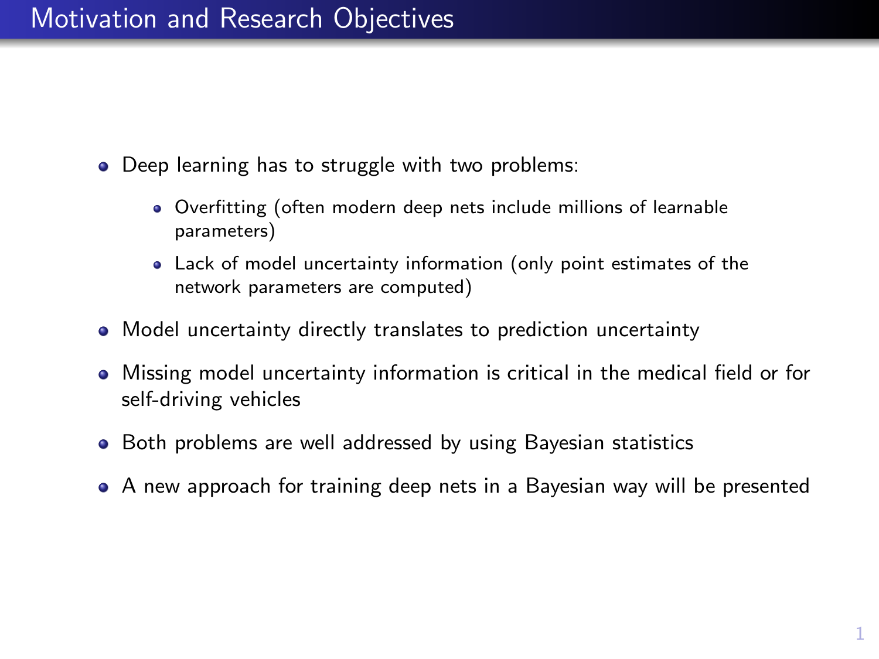# Motivation and Research Objectives

- Deep learning has to struggle with two problems:
  - Overfitting (often modern deep nets include millions of learnable parameters)
  - Lack of model uncertainty information (only point estimates of the network parameters are computed)
- Model uncertainty directly translates to prediction uncertainty
- Missing model uncertainty information is critical in the medical field or for self-driving vehicles
- Both problems are well addressed by using Bayesian statistics
- A new approach for training deep nets in a Bayesian way will be presented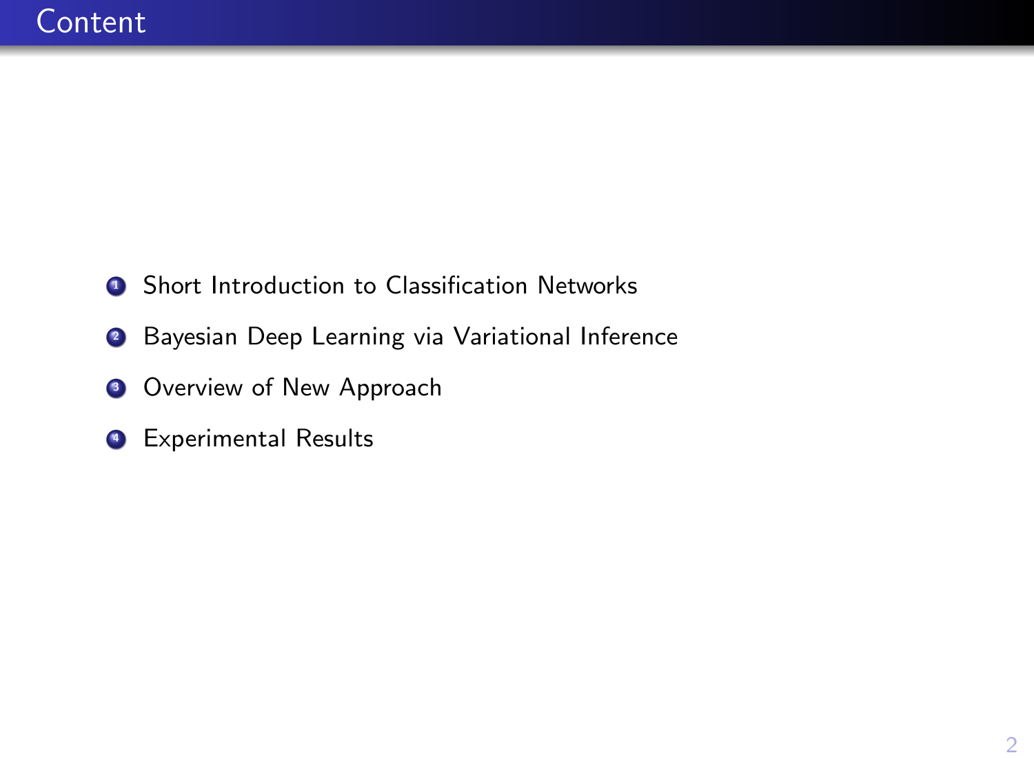# Content

1. Short Introduction to Classification Networks
2. Bayesian Deep Learning via Variational Inference
3. Overview of New Approach
4. Experimental Results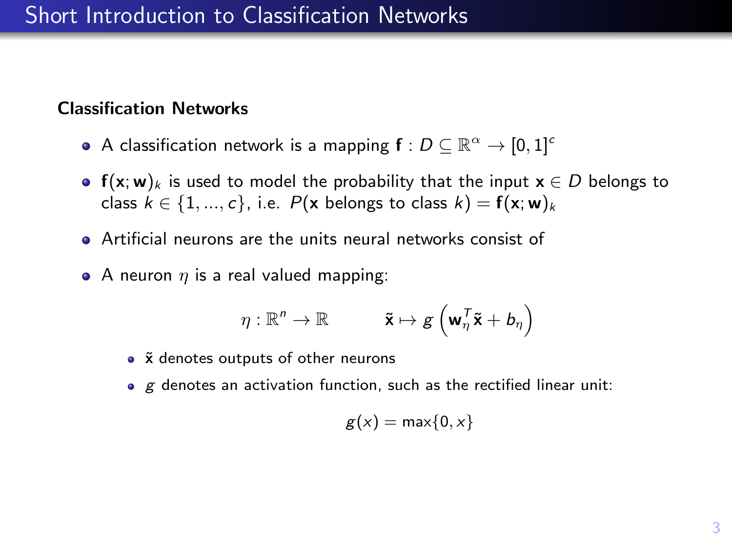# Short Introduction to Classification Networks

**Classification Networks**

- A classification network is a mapping $\mathbf{f} : D \subseteq \mathbb{R}^\alpha \rightarrow [0, 1]^c$
- $\mathbf{f}(\mathbf{x}; \mathbf{w})_k$ is used to model the probability that the input $\mathbf{x} \in D$ belongs to class $k \in \{1, ..., c\}$, i.e. $P(\mathbf{x} \text{ belongs to class } k) = \mathbf{f}(\mathbf{x}; \mathbf{w})_k$
- Artificial neurons are the units neural networks consist of
- A neuron $\eta$ is a real valued mapping:

$$\eta : \mathbb{R}^n \rightarrow \mathbb{R} \qquad \tilde{\mathbf{x}} \mapsto g\left(\mathbf{w}_\eta^T \tilde{\mathbf{x}} + b_\eta\right)$$

  - $\tilde{\mathbf{x}}$ denotes outputs of other neurons
  - $g$ denotes an activation function, such as the rectified linear unit:

$$g(x) = \max\{0, x\}$$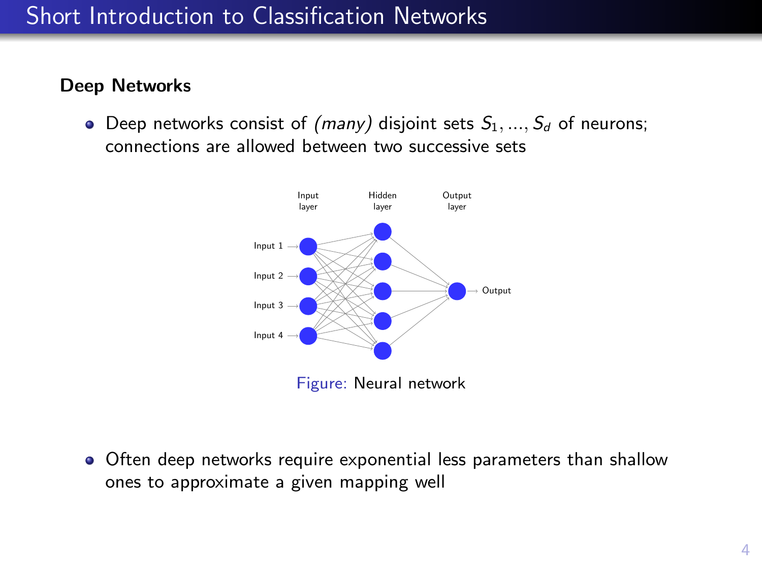## Short Introduction to Classification Networks

### Deep Networks

- Deep networks consist of *(many)* disjoint sets $S_1, ..., S_d$ of neurons; connections are allowed between two successive sets

Figure: Neural network

- Often deep networks require exponential less parameters than shallow ones to approximate a given mapping well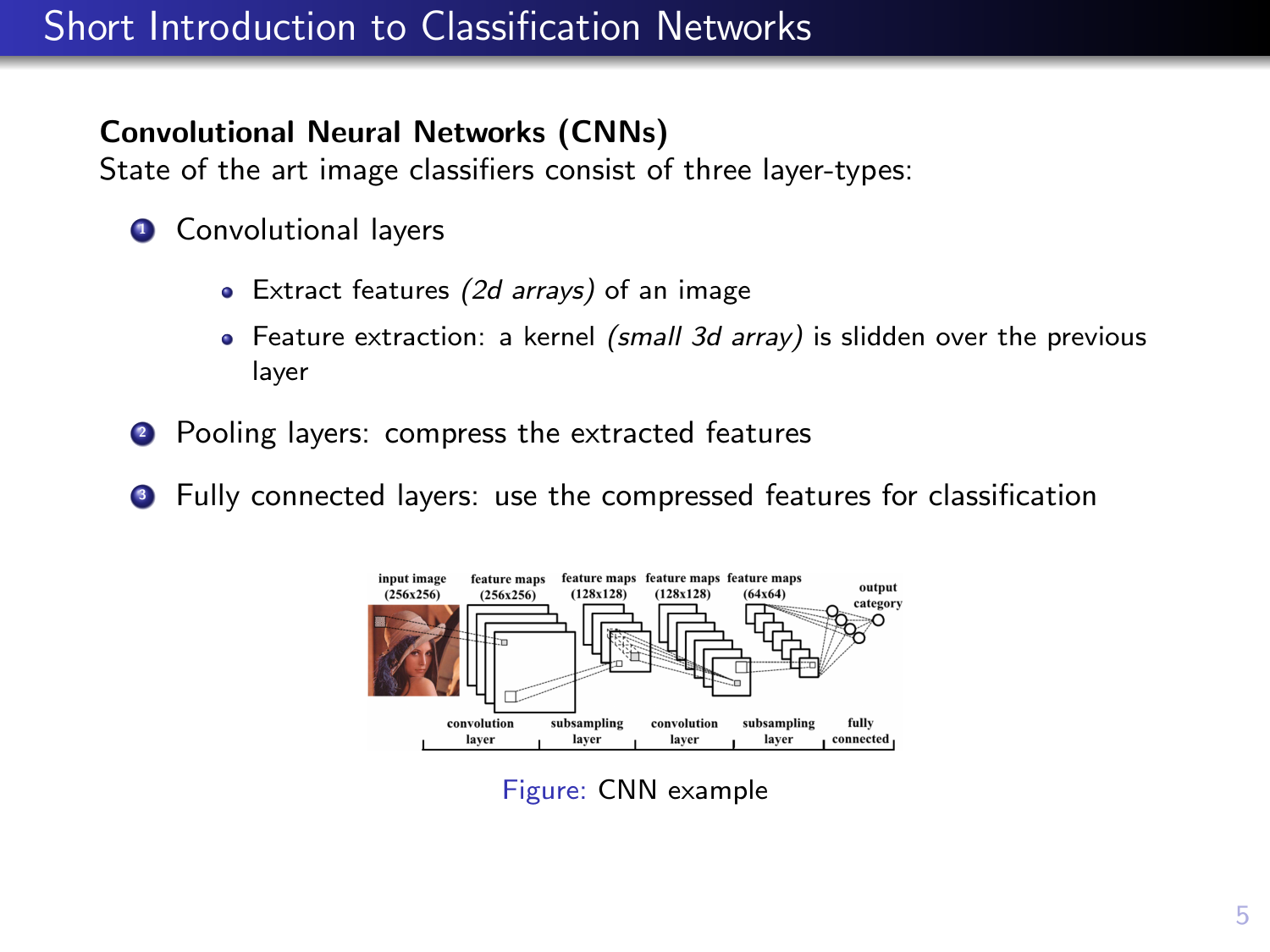# Short Introduction to Classification Networks

**Convolutional Neural Networks (CNNs)**

State of the art image classifiers consist of three layer-types:

1. Convolutional layers
   - Extract features *(2d arrays)* of an image
   - Feature extraction: a kernel *(small 3d array)* is slidden over the previous layer
2. Pooling layers: compress the extracted features
3. Fully connected layers: use the compressed features for classification

Figure: CNN example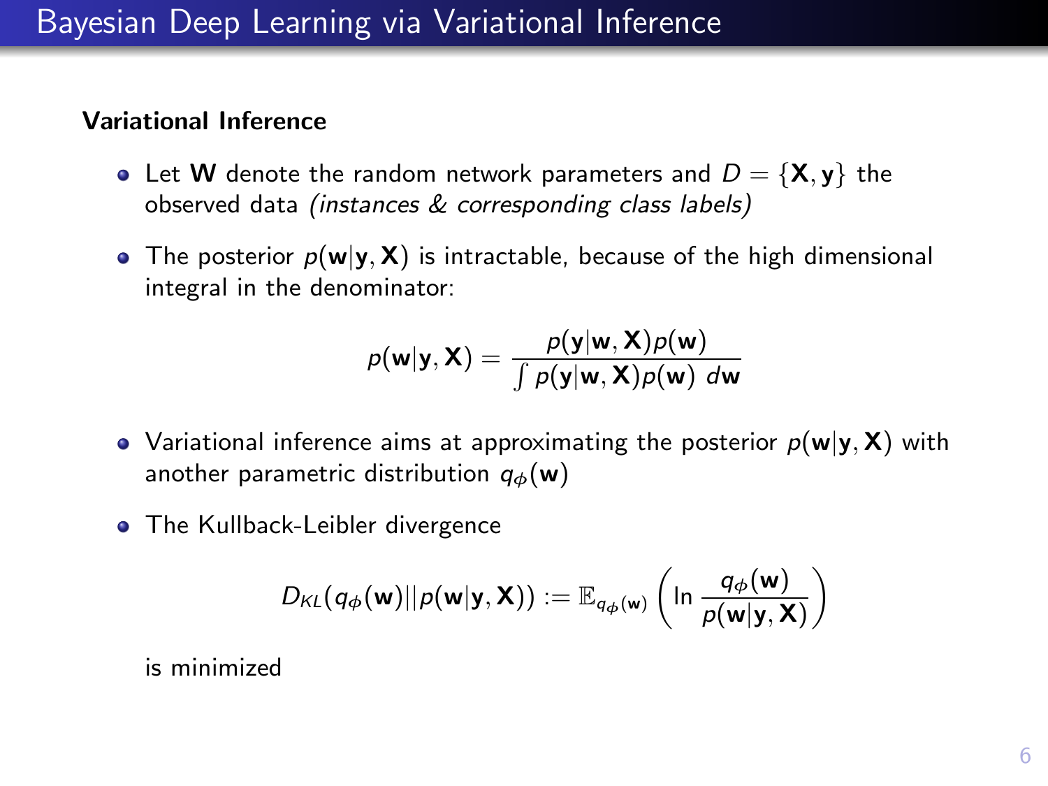# Bayesian Deep Learning via Variational Inference

### Variational Inference

- Let $\mathbf{W}$ denote the random network parameters and $D = \{\mathbf{X}, \mathbf{y}\}$ the observed data *(instances & corresponding class labels)*

- The posterior $p(\mathbf{w}|\mathbf{y}, \mathbf{X})$ is intractable, because of the high dimensional integral in the denominator:

$$p(\mathbf{w}|\mathbf{y}, \mathbf{X}) = \frac{p(\mathbf{y}|\mathbf{w}, \mathbf{X})p(\mathbf{w})}{\int p(\mathbf{y}|\mathbf{w}, \mathbf{X})p(\mathbf{w}) \; d\mathbf{w}}$$

- Variational inference aims at approximating the posterior $p(\mathbf{w}|\mathbf{y}, \mathbf{X})$ with another parametric distribution $q_\phi(\mathbf{w})$

- The Kullback-Leibler divergence

$$D_{KL}(q_\phi(\mathbf{w})||p(\mathbf{w}|\mathbf{y}, \mathbf{X})) := \mathbb{E}_{q_\phi(\mathbf{w})}\left(\ln \frac{q_\phi(\mathbf{w})}{p(\mathbf{w}|\mathbf{y}, \mathbf{X})}\right)$$

  is minimized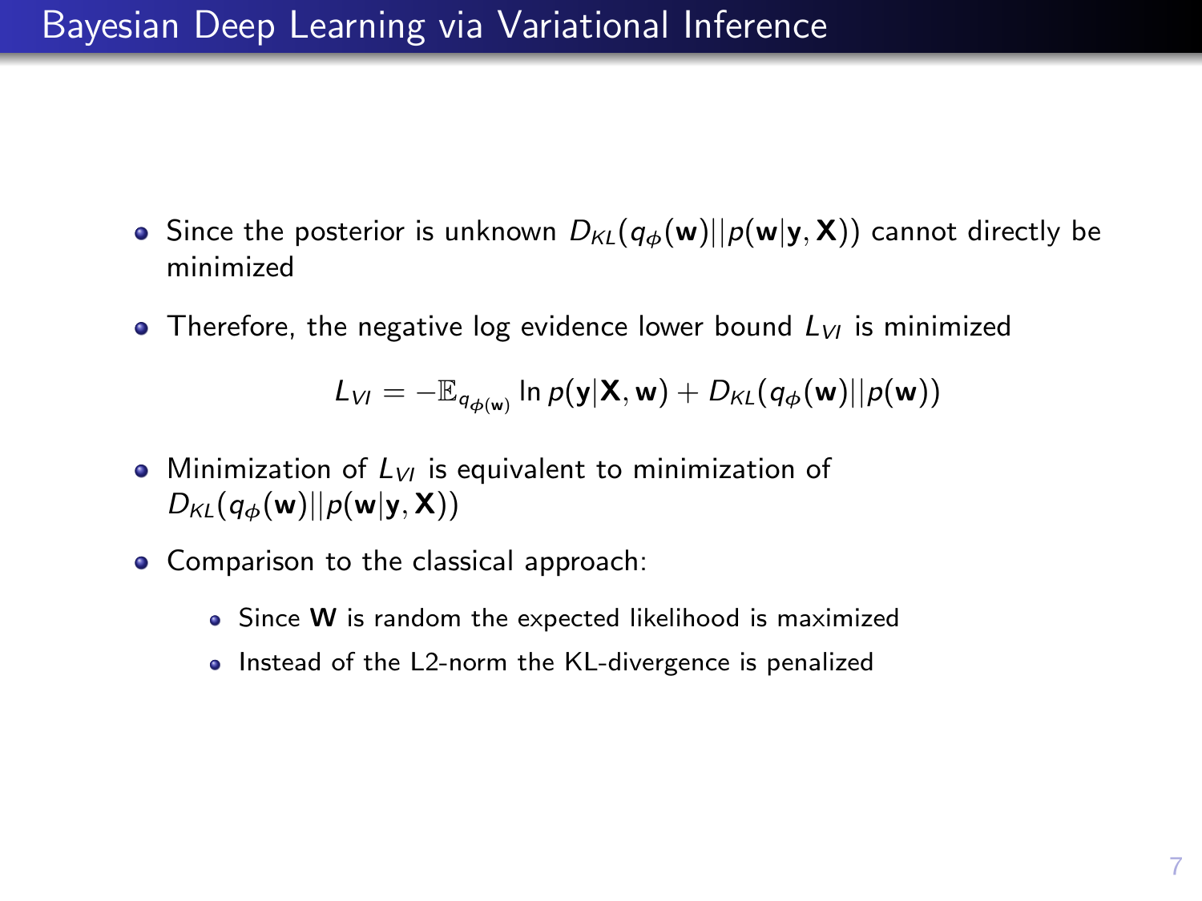# Bayesian Deep Learning via Variational Inference

- Since the posterior is unknown $D_{KL}(q_\phi(\mathbf{w})||p(\mathbf{w}|\mathbf{y},\mathbf{X}))$ cannot directly be minimized
- Therefore, the negative log evidence lower bound $L_{VI}$ is minimized

$$L_{VI} = -\mathbb{E}_{q_{\phi(\mathbf{w})}} \ln p(\mathbf{y}|\mathbf{X},\mathbf{w}) + D_{KL}(q_\phi(\mathbf{w})||p(\mathbf{w}))$$

- Minimization of $L_{VI}$ is equivalent to minimization of $D_{KL}(q_\phi(\mathbf{w})||p(\mathbf{w}|\mathbf{y},\mathbf{X}))$
- Comparison to the classical approach:
  - Since $\mathbf{W}$ is random the expected likelihood is maximized
  - Instead of the L2-norm the KL-divergence is penalized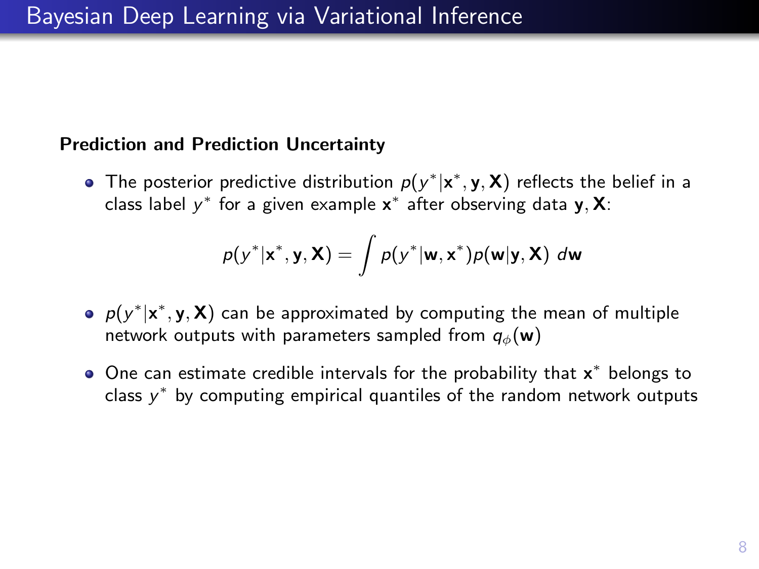# Bayesian Deep Learning via Variational Inference

**Prediction and Prediction Uncertainty**

- The posterior predictive distribution $p(y^*|\mathbf{x}^*, \mathbf{y}, \mathbf{X})$ reflects the belief in a class label $y^*$ for a given example $\mathbf{x}^*$ after observing data $\mathbf{y}, \mathbf{X}$:

$$p(y^*|\mathbf{x}^*, \mathbf{y}, \mathbf{X}) = \int p(y^*|\mathbf{w}, \mathbf{x}^*) p(\mathbf{w}|\mathbf{y}, \mathbf{X}) \; d\mathbf{w}$$

- $p(y^*|\mathbf{x}^*, \mathbf{y}, \mathbf{X})$ can be approximated by computing the mean of multiple network outputs with parameters sampled from $q_\phi(\mathbf{w})$
- One can estimate credible intervals for the probability that $\mathbf{x}^*$ belongs to class $y^*$ by computing empirical quantiles of the random network outputs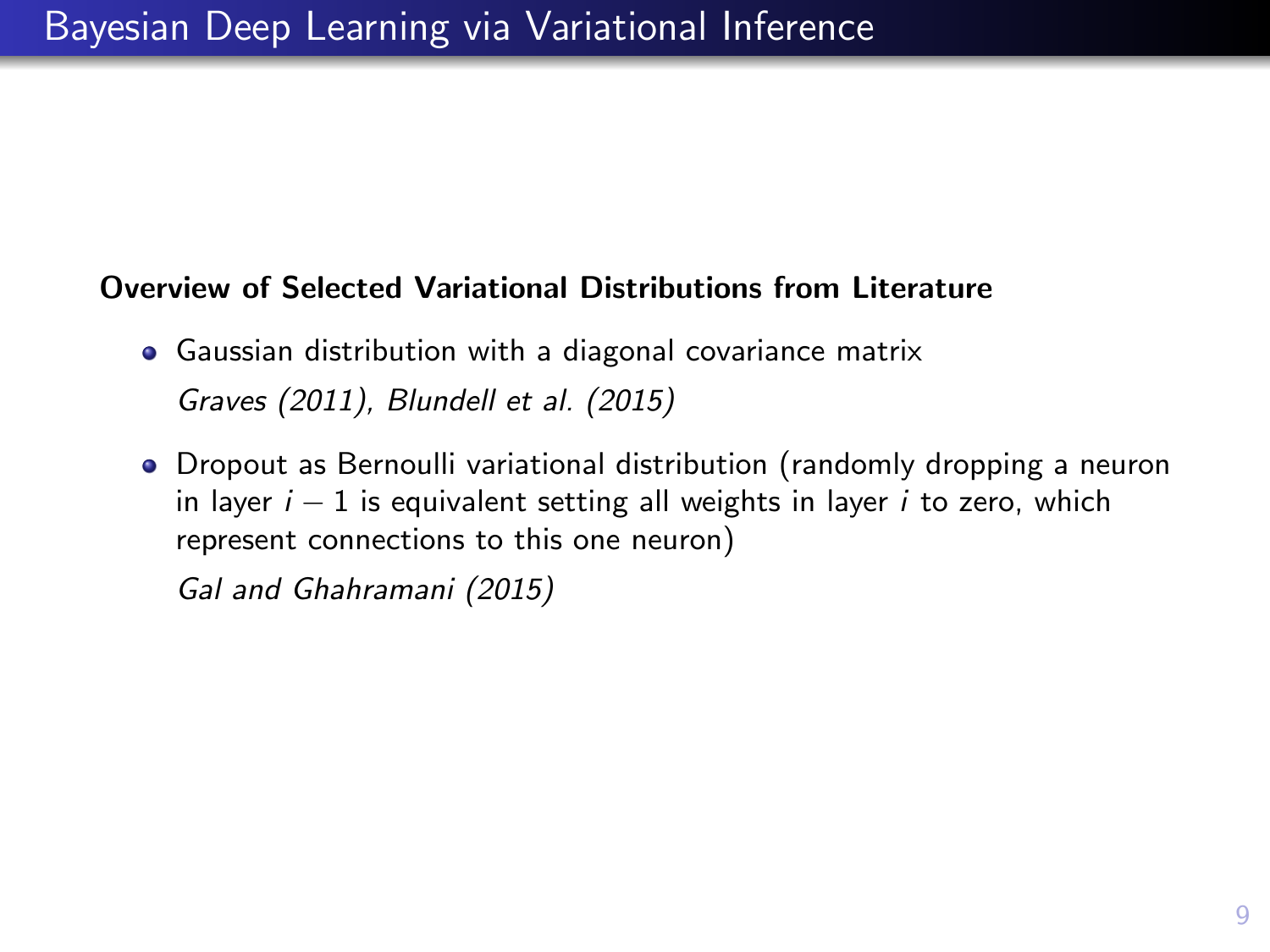# Bayesian Deep Learning via Variational Inference

**Overview of Selected Variational Distributions from Literature**

- Gaussian distribution with a diagonal covariance matrix

  *Graves (2011), Blundell et al. (2015)*

- Dropout as Bernoulli variational distribution (randomly dropping a neuron in layer $i-1$ is equivalent setting all weights in layer $i$ to zero, which represent connections to this one neuron)

  *Gal and Ghahramani (2015)*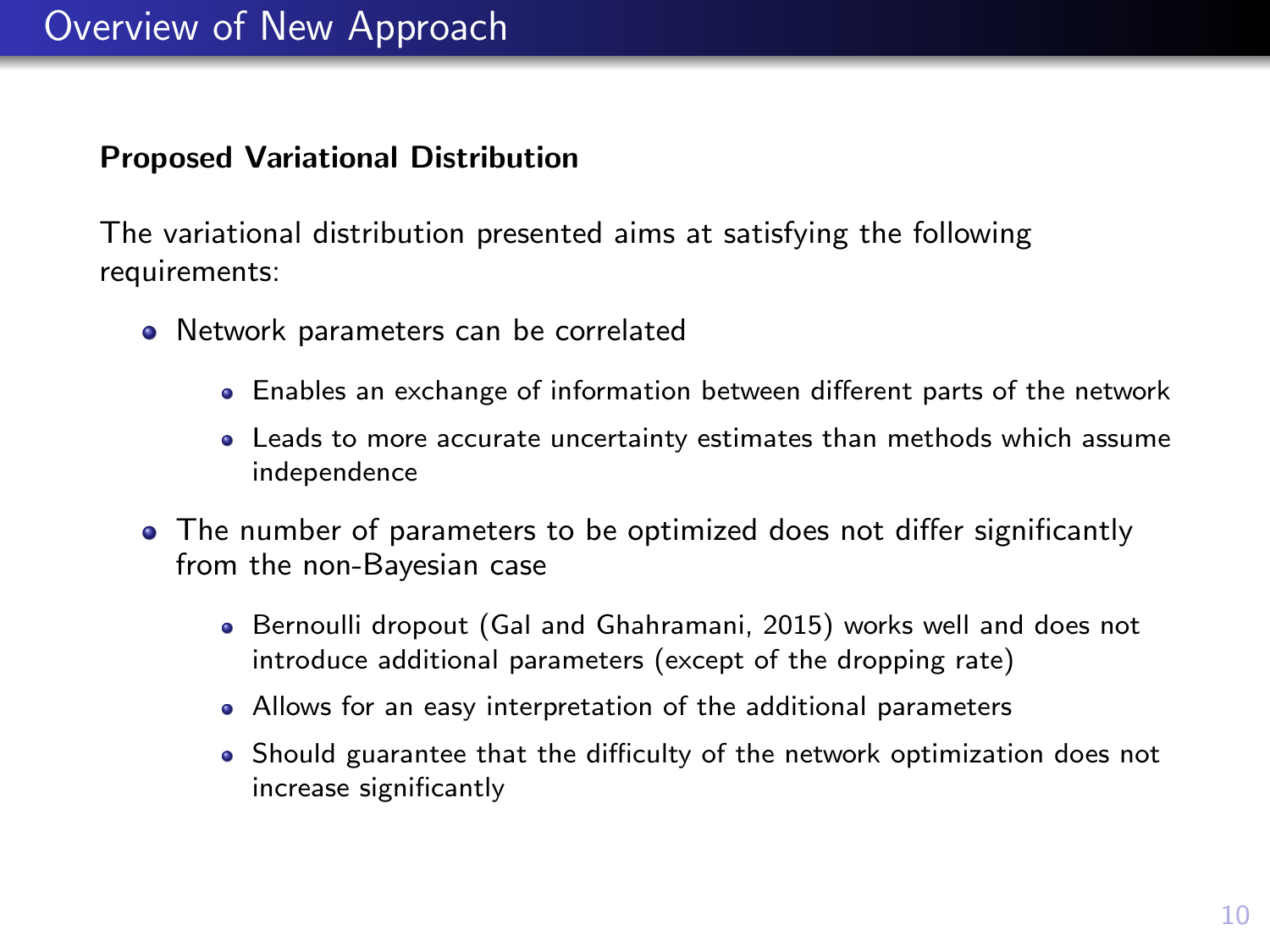# Overview of New Approach

**Proposed Variational Distribution**

The variational distribution presented aims at satisfying the following requirements:

- Network parameters can be correlated
  - Enables an exchange of information between different parts of the network
  - Leads to more accurate uncertainty estimates than methods which assume independence
- The number of parameters to be optimized does not differ significantly from the non-Bayesian case
  - Bernoulli dropout (Gal and Ghahramani, 2015) works well and does not introduce additional parameters (except of the dropping rate)
  - Allows for an easy interpretation of the additional parameters
  - Should guarantee that the difficulty of the network optimization does not increase significantly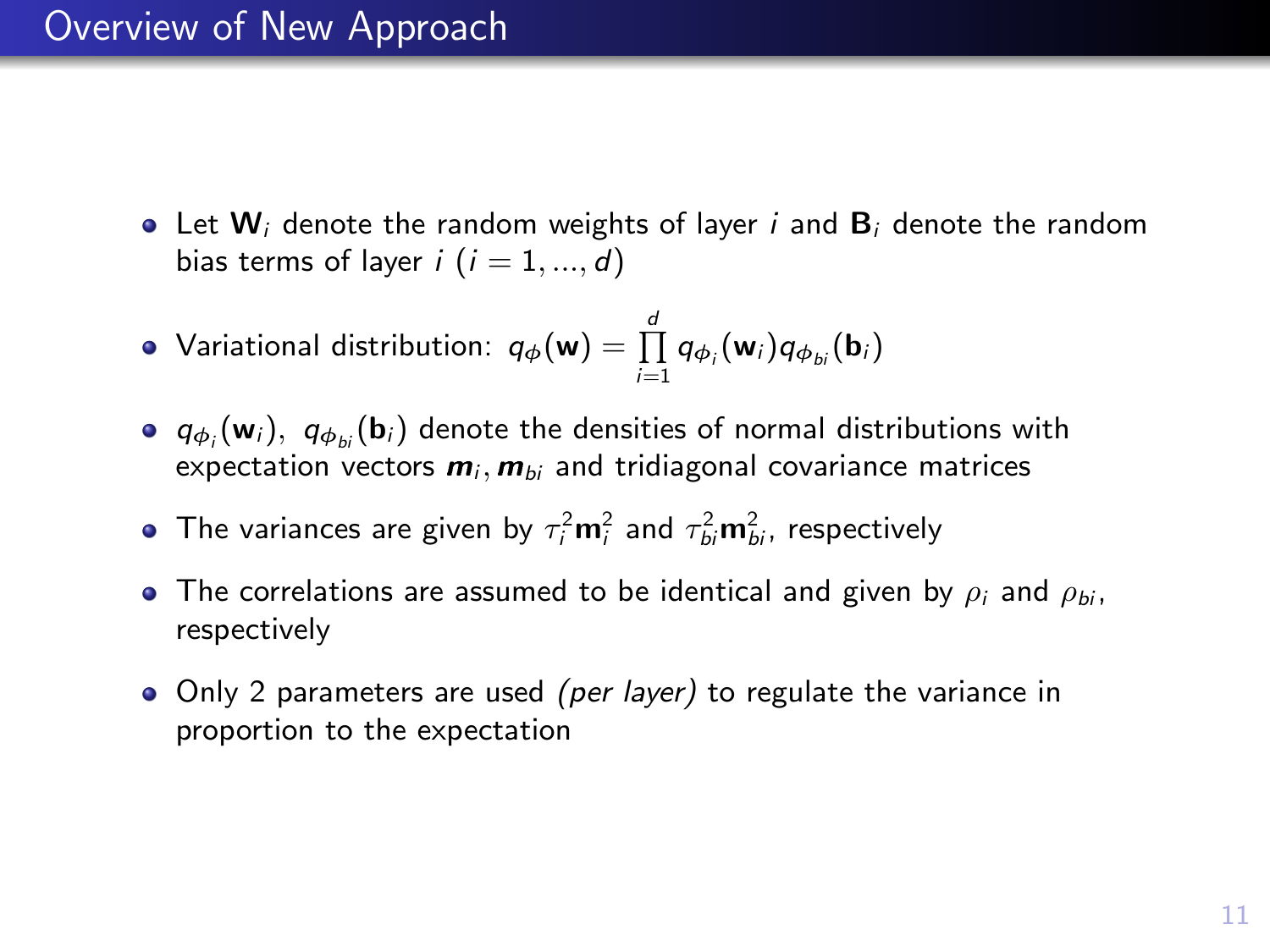# Overview of New Approach

- Let $\mathbf{W}_i$ denote the random weights of layer $i$ and $\mathbf{B}_i$ denote the random bias terms of layer $i$ ($i = 1, ..., d$)
- Variational distribution: $q_\phi(\mathbf{w}) = \prod_{i=1}^{d} q_{\phi_i}(\mathbf{w}_i) q_{\phi_{bi}}(\mathbf{b}_i)$
- $q_{\phi_i}(\mathbf{w}_i),\ q_{\phi_{bi}}(\mathbf{b}_i)$ denote the densities of normal distributions with expectation vectors $\boldsymbol{m}_i, \boldsymbol{m}_{bi}$ and tridiagonal covariance matrices
- The variances are given by $\tau_i^2 \mathbf{m}_i^2$ and $\tau_{bi}^2 \mathbf{m}_{bi}^2$, respectively
- The correlations are assumed to be identical and given by $\rho_i$ and $\rho_{bi}$, respectively
- Only 2 parameters are used *(per layer)* to regulate the variance in proportion to the expectation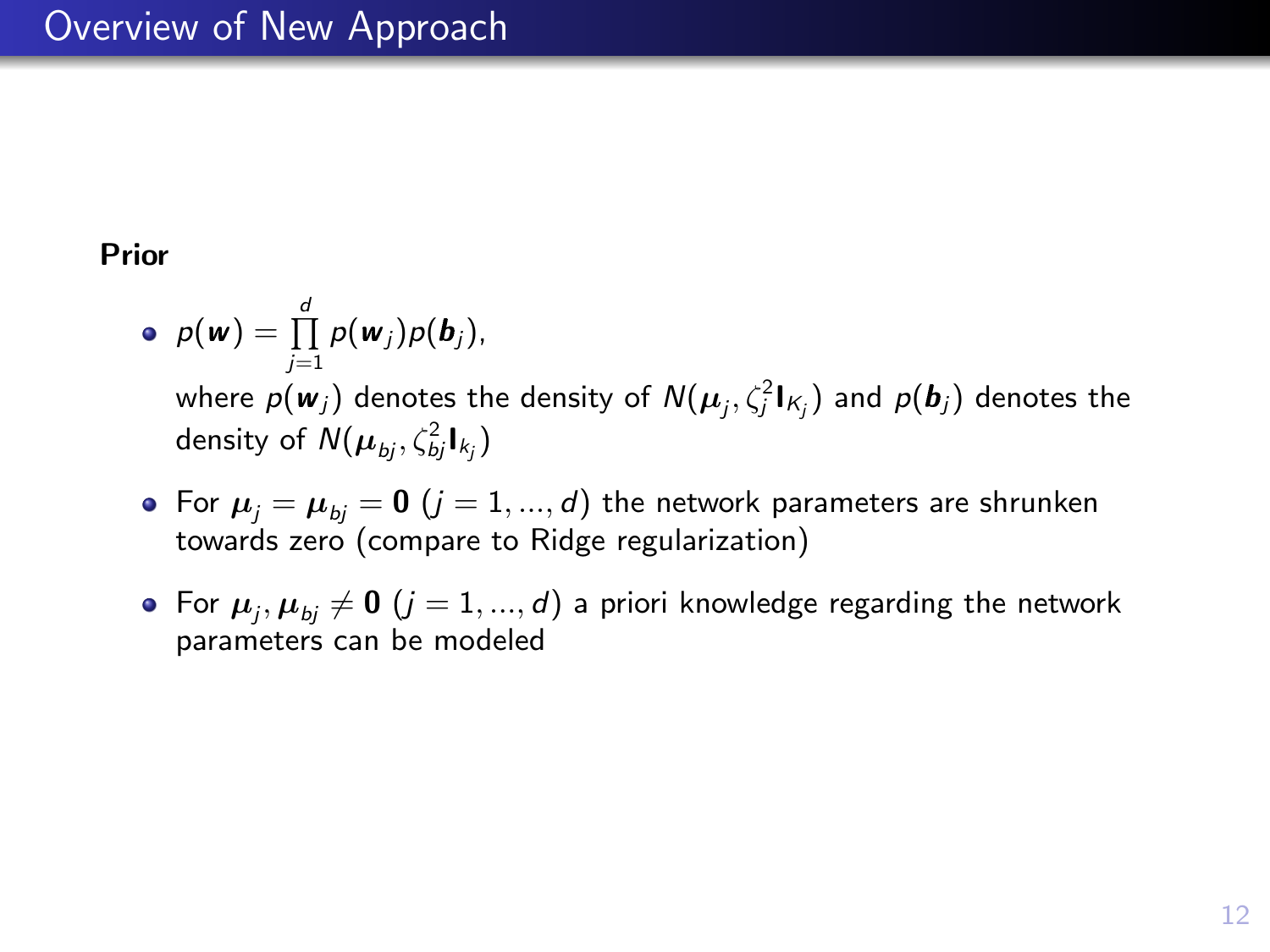# Overview of New Approach

**Prior**

- $p(\boldsymbol{w}) = \prod_{j=1}^{d} p(\boldsymbol{w}_j) p(\boldsymbol{b}_j)$,
  where $p(\boldsymbol{w}_j)$ denotes the density of $N(\boldsymbol{\mu}_j, \zeta_j^2 \mathbf{I}_{K_j})$ and $p(\boldsymbol{b}_j)$ denotes the density of $N(\boldsymbol{\mu}_{bj}, \zeta_{bj}^2 \mathbf{I}_{k_j})$
- For $\boldsymbol{\mu}_j = \boldsymbol{\mu}_{bj} = \mathbf{0}$ $(j = 1, ..., d)$ the network parameters are shrunken towards zero (compare to Ridge regularization)
- For $\boldsymbol{\mu}_j, \boldsymbol{\mu}_{bj} \neq \mathbf{0}$ $(j = 1, ..., d)$ a priori knowledge regarding the network parameters can be modeled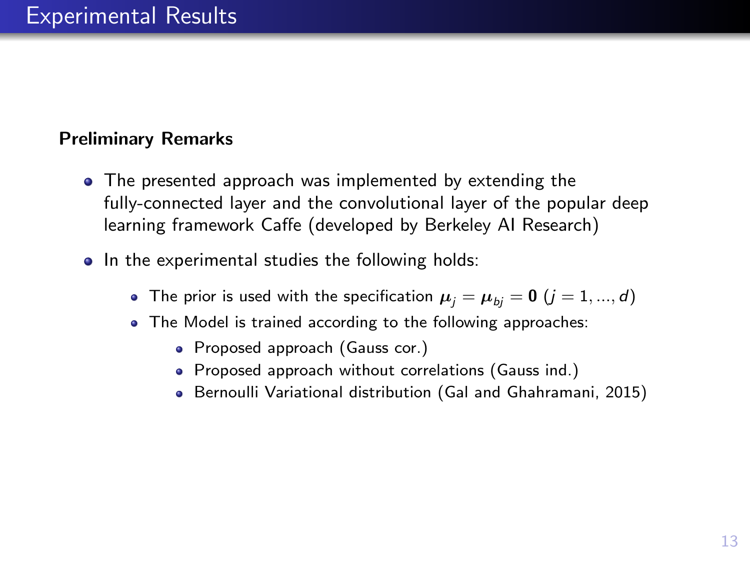# Experimental Results

**Preliminary Remarks**

- The presented approach was implemented by extending the fully-connected layer and the convolutional layer of the popular deep learning framework Caffe (developed by Berkeley AI Research)
- In the experimental studies the following holds:
  - The prior is used with the specification $\boldsymbol{\mu}_j = \boldsymbol{\mu}_{bj} = \mathbf{0}$ $(j = 1, ..., d)$
  - The Model is trained according to the following approaches:
    - Proposed approach (Gauss cor.)
    - Proposed approach without correlations (Gauss ind.)
    - Bernoulli Variational distribution (Gal and Ghahramani, 2015)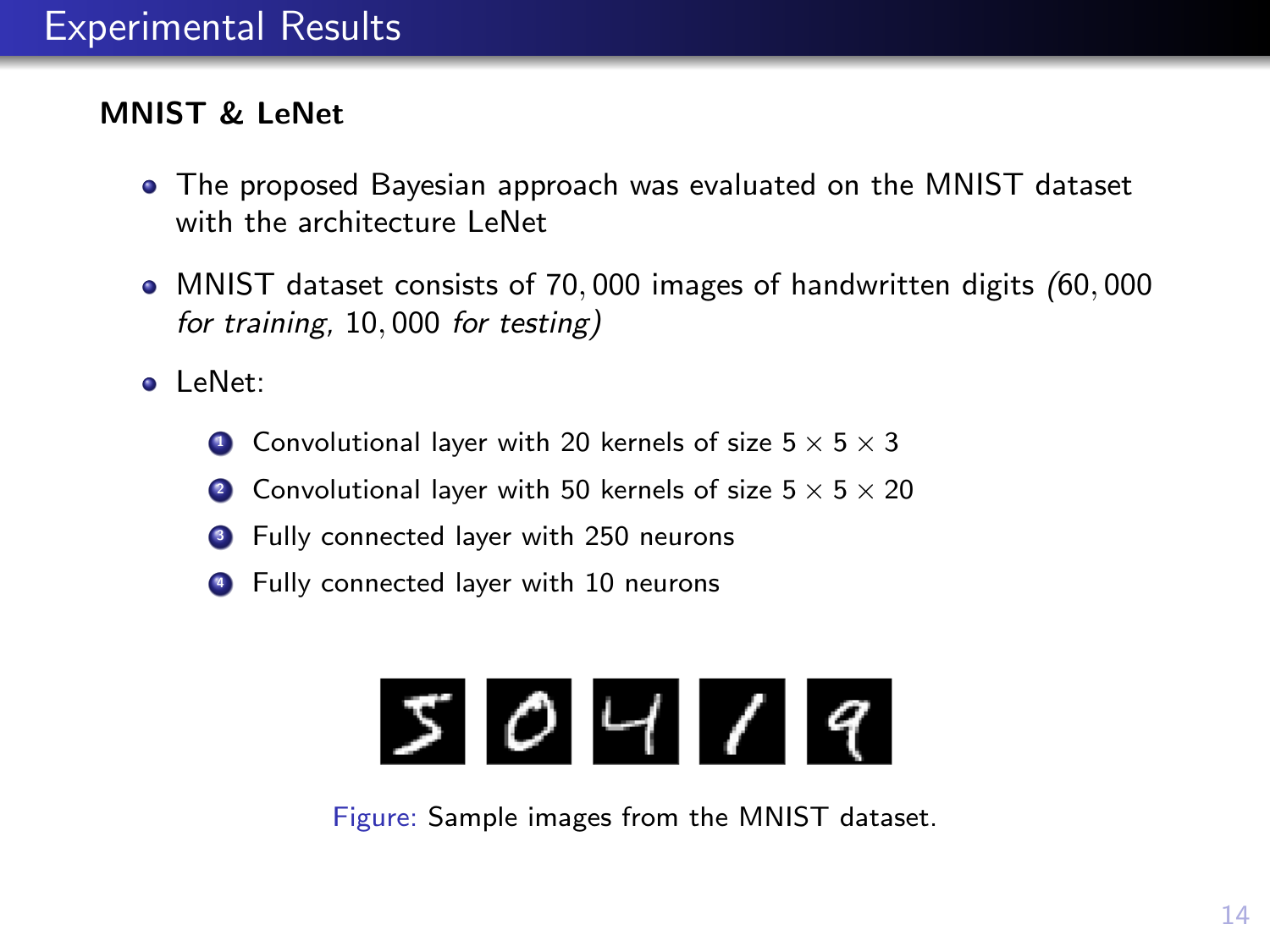# Experimental Results

**MNIST & LeNet**

- The proposed Bayesian approach was evaluated on the MNIST dataset with the architecture LeNet
- MNIST dataset consists of $70,000$ images of handwritten digits *(*$60,000$ *for training,* $10,000$ *for testing)*
- LeNet:
  1. Convolutional layer with 20 kernels of size $5 \times 5 \times 3$
  2. Convolutional layer with 50 kernels of size $5 \times 5 \times 20$
  3. Fully connected layer with 250 neurons
  4. Fully connected layer with 10 neurons

Figure: Sample images from the MNIST dataset.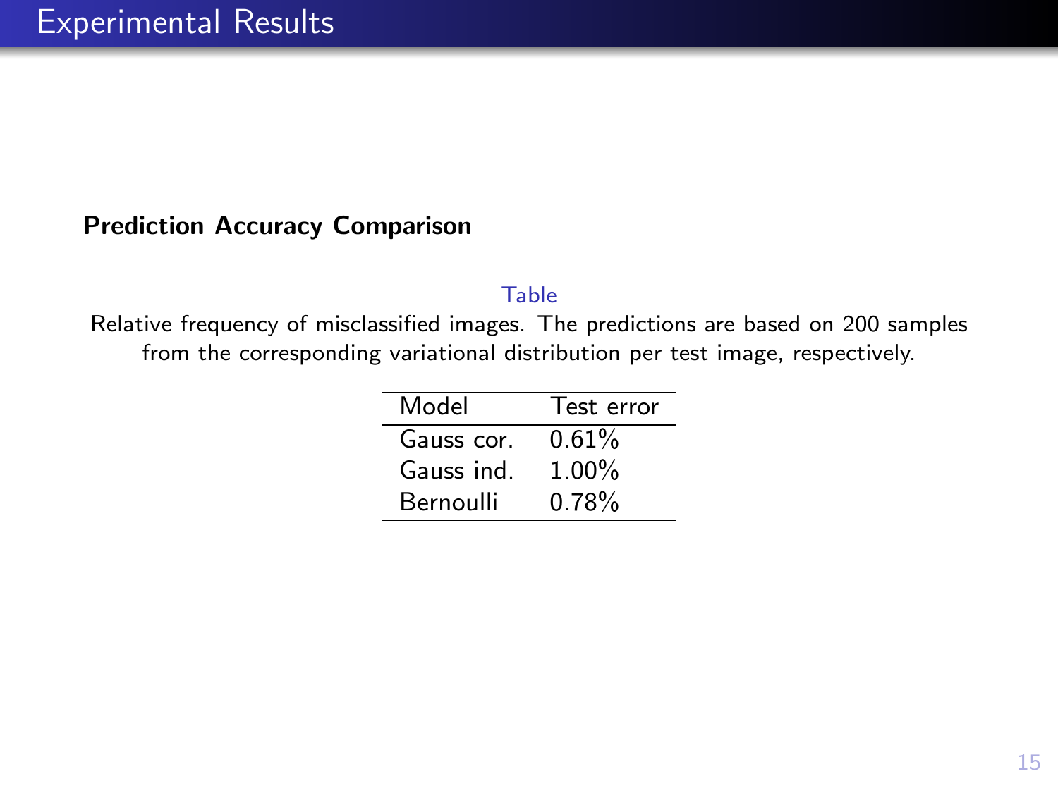# Experimental Results

**Prediction Accuracy Comparison**

Table

Relative frequency of misclassified images. The predictions are based on 200 samples from the corresponding variational distribution per test image, respectively.

| Model | Test error |
|---|---|
| Gauss cor. | 0.61% |
| Gauss ind. | 1.00% |
| Bernoulli | 0.78% |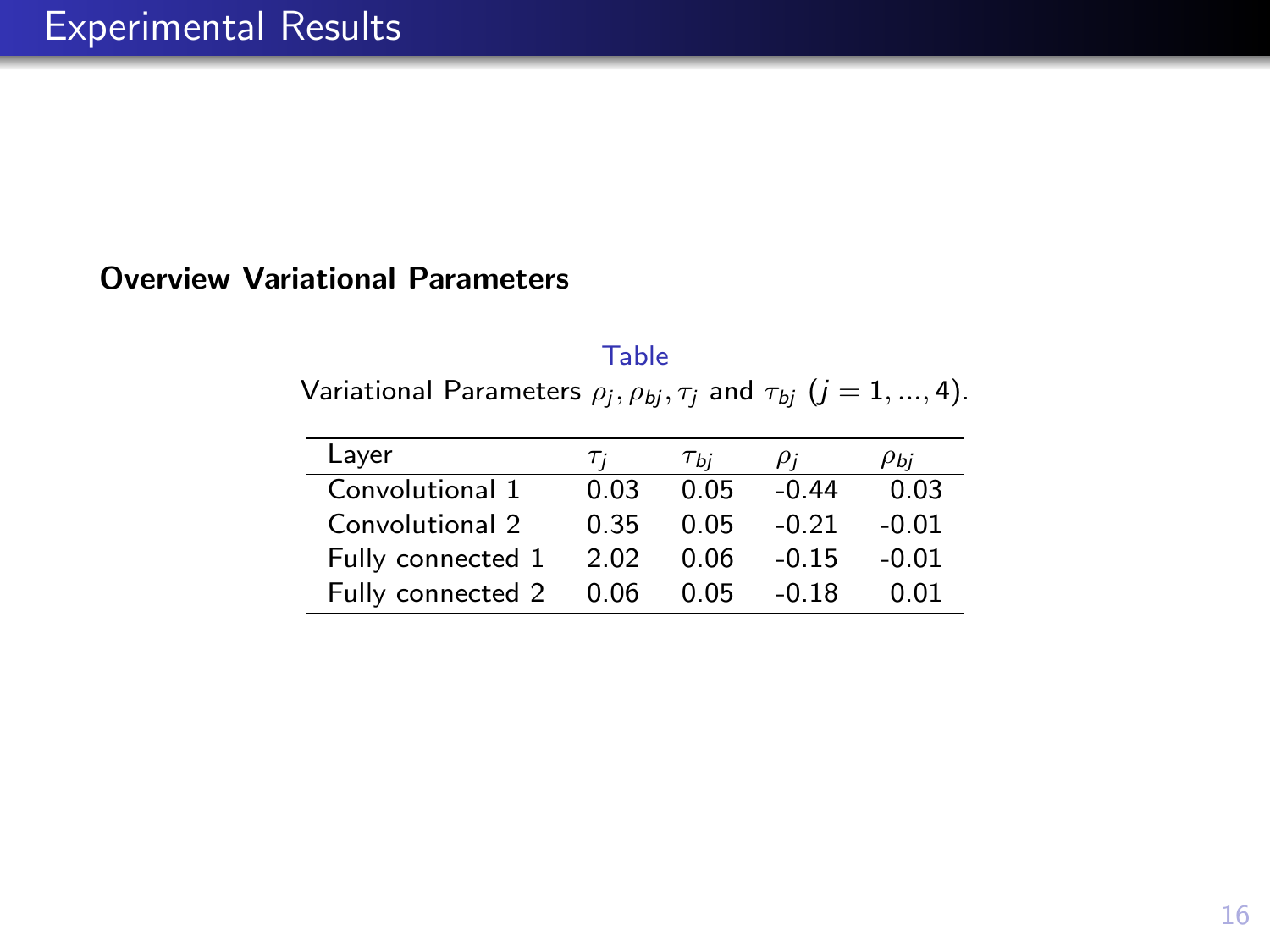# Experimental Results

**Overview Variational Parameters**

Table

Variational Parameters $\rho_j, \rho_{bj}, \tau_j$ and $\tau_{bj}$ $(j = 1, ..., 4)$.

| Layer | $\tau_j$ | $\tau_{bj}$ | $\rho_j$ | $\rho_{bj}$ |
|---|---|---|---|---|
| Convolutional 1 | 0.03 | 0.05 | -0.44 | 0.03 |
| Convolutional 2 | 0.35 | 0.05 | -0.21 | -0.01 |
| Fully connected 1 | 2.02 | 0.06 | -0.15 | -0.01 |
| Fully connected 2 | 0.06 | 0.05 | -0.18 | 0.01 |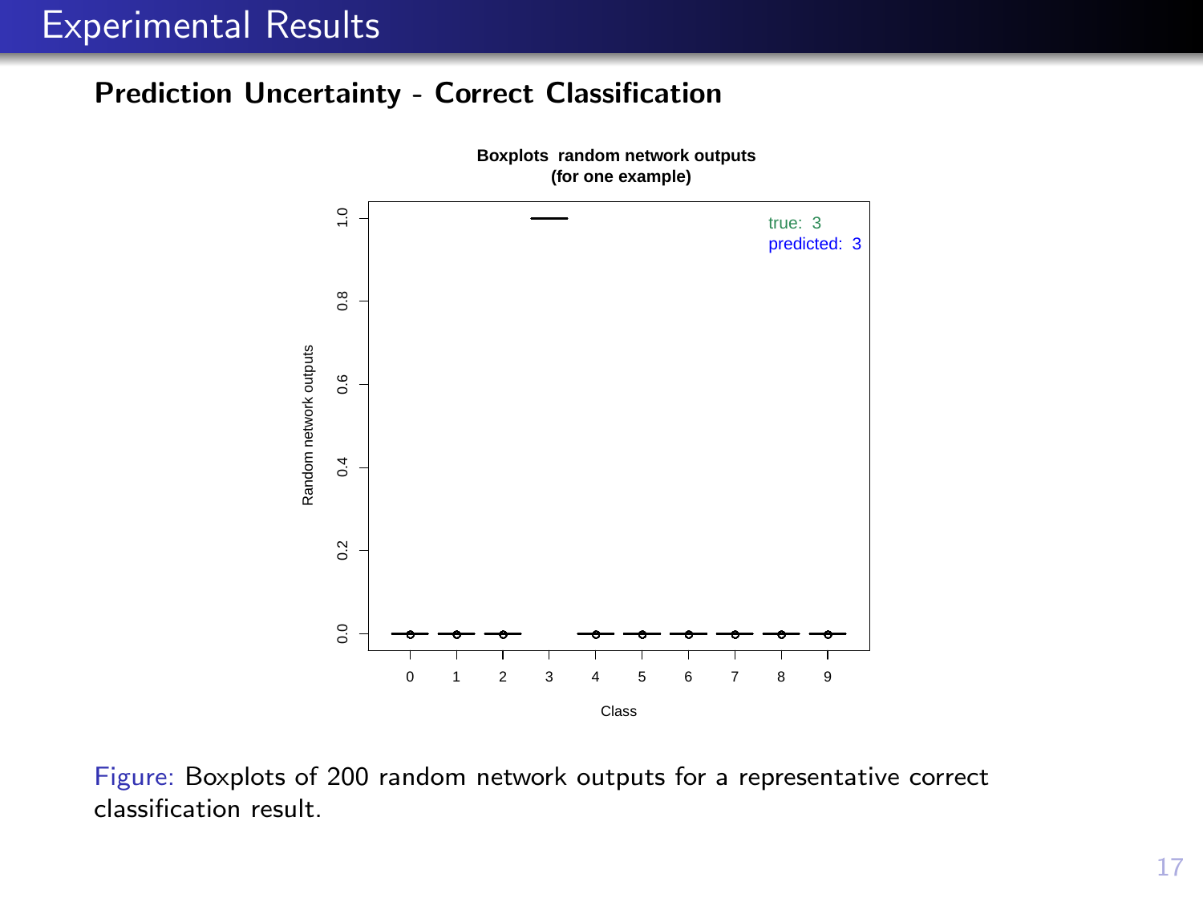# Experimental Results

## Prediction Uncertainty - Correct Classification

Figure: Boxplots of 200 random network outputs for a representative correct classification result.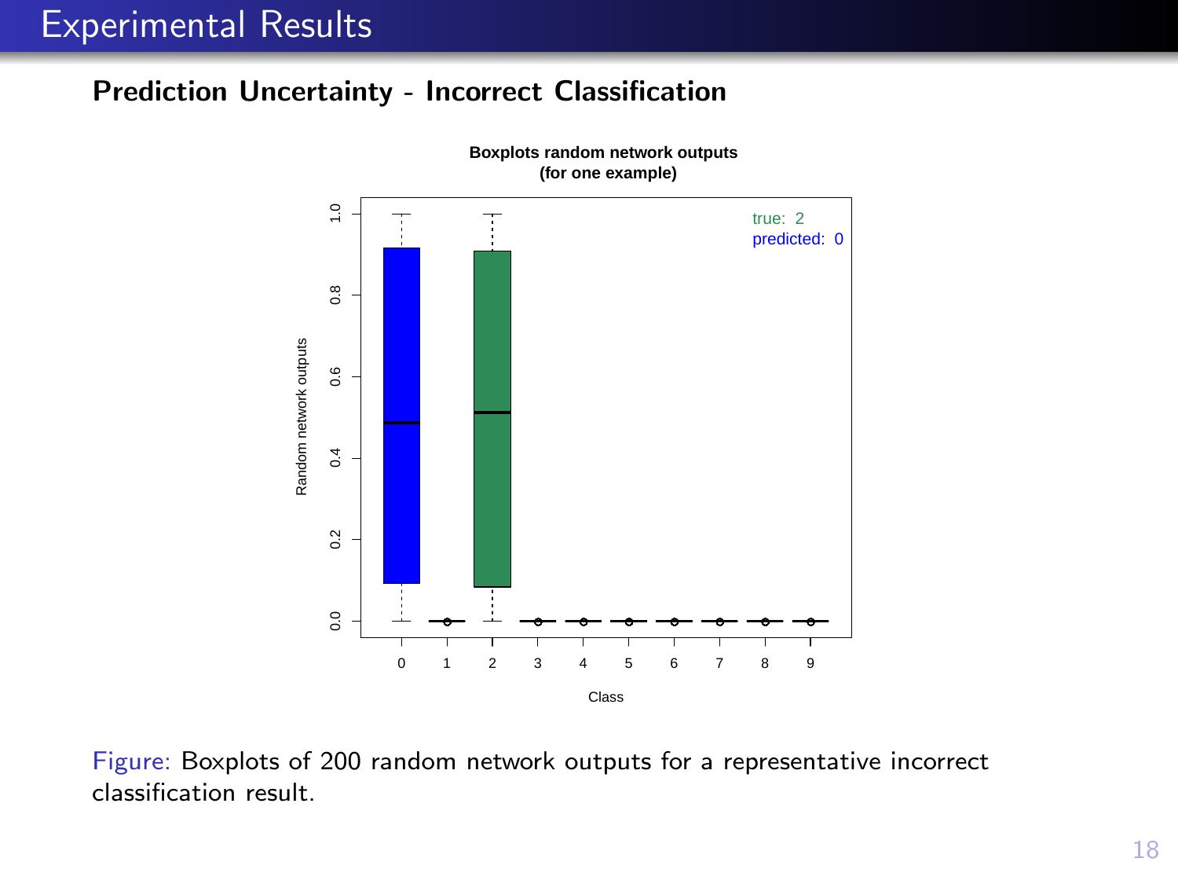## Experimental Results

### Prediction Uncertainty - Incorrect Classification

Figure: Boxplots of 200 random network outputs for a representative incorrect classification result.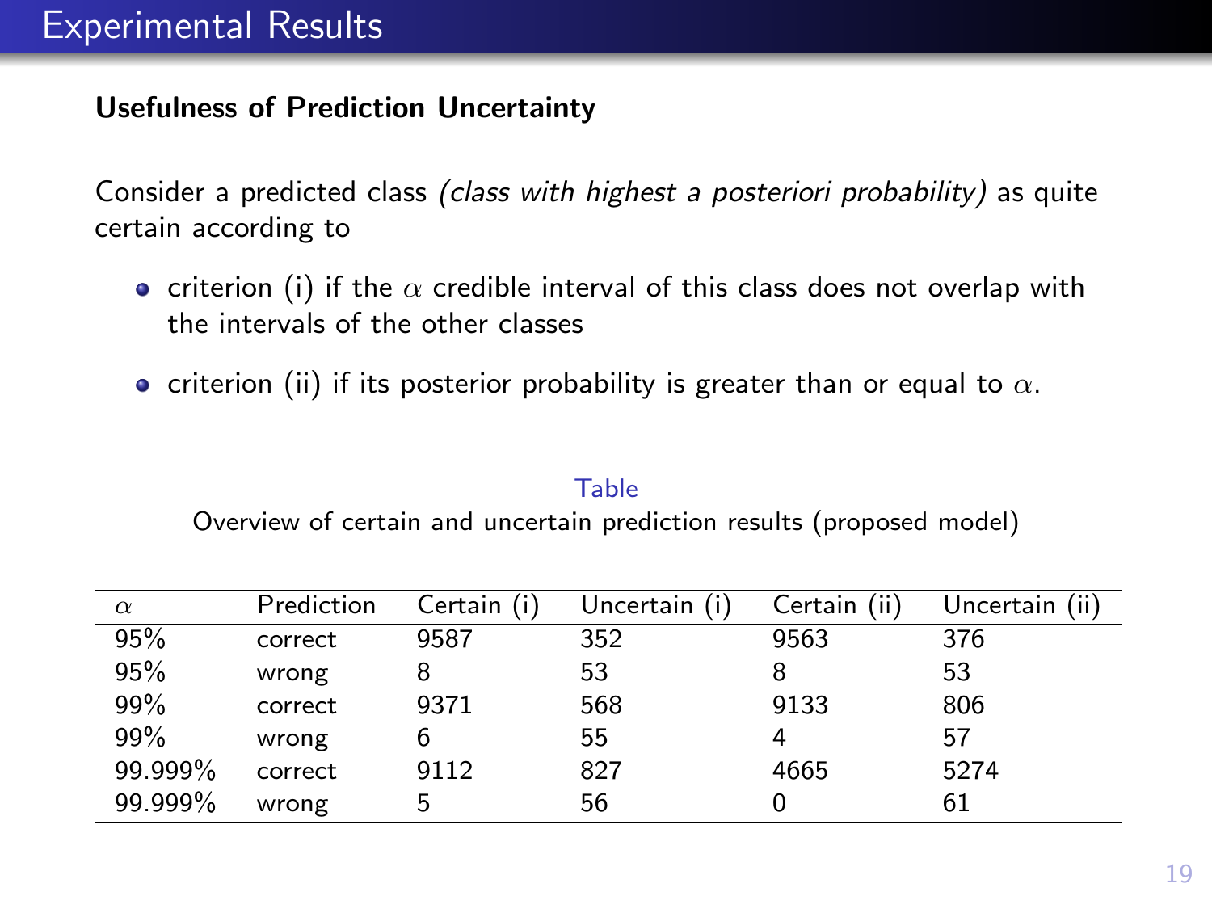# Experimental Results

**Usefulness of Prediction Uncertainty**

Consider a predicted class *(class with highest a posteriori probability)* as quite certain according to

- criterion (i) if the $\alpha$ credible interval of this class does not overlap with the intervals of the other classes
- criterion (ii) if its posterior probability is greater than or equal to $\alpha$.

Table

Overview of certain and uncertain prediction results (proposed model)

| $\alpha$ | Prediction | Certain (i) | Uncertain (i) | Certain (ii) | Uncertain (ii) |
|---|---|---|---|---|---|
| 95% | correct | 9587 | 352 | 9563 | 376 |
| 95% | wrong | 8 | 53 | 8 | 53 |
| 99% | correct | 9371 | 568 | 9133 | 806 |
| 99% | wrong | 6 | 55 | 4 | 57 |
| 99.999% | correct | 9112 | 827 | 4665 | 5274 |
| 99.999% | wrong | 5 | 56 | 0 | 61 |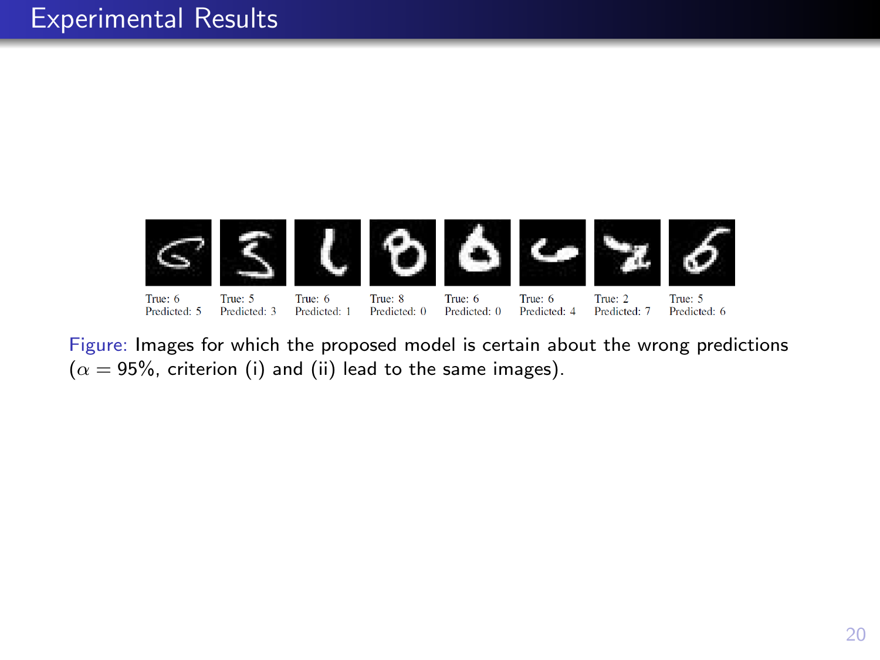# Experimental Results

True: 6 Predicted: 5 | True: 5 Predicted: 3 | True: 6 Predicted: 1 | True: 8 Predicted: 0 | True: 6 Predicted: 0 | True: 6 Predicted: 4 | True: 2 Predicted: 7 | True: 5 Predicted: 6

Figure: Images for which the proposed model is certain about the wrong predictions ($\alpha = 95\%$, criterion (i) and (ii) lead to the same images).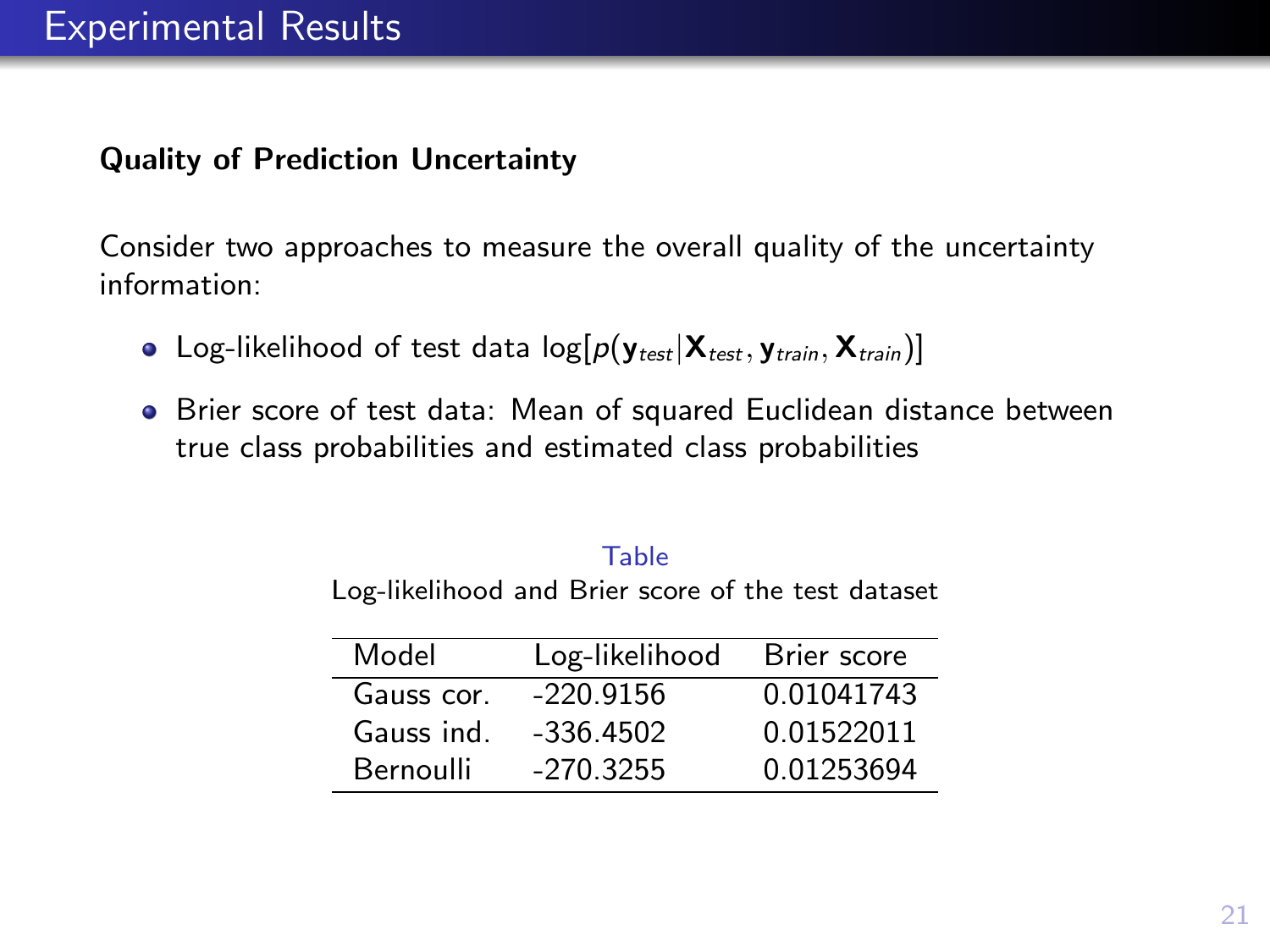# Experimental Results

**Quality of Prediction Uncertainty**

Consider two approaches to measure the overall quality of the uncertainty information:

- Log-likelihood of test data $\log[p(\mathbf{y}_{test}|\mathbf{X}_{test}, \mathbf{y}_{train}, \mathbf{X}_{train})]$
- Brier score of test data: Mean of squared Euclidean distance between true class probabilities and estimated class probabilities

Table
Log-likelihood and Brier score of the test dataset

| Model | Log-likelihood | Brier score |
|---|---|---|
| Gauss cor. | -220.9156 | 0.01041743 |
| Gauss ind. | -336.4502 | 0.01522011 |
| Bernoulli | -270.3255 | 0.01253694 |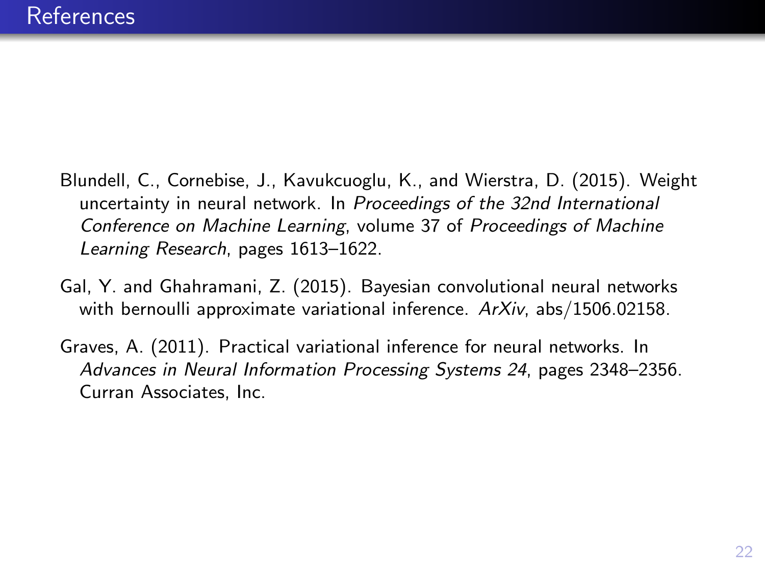# References

Blundell, C., Cornebise, J., Kavukcuoglu, K., and Wierstra, D. (2015). Weight uncertainty in neural network. In *Proceedings of the 32nd International Conference on Machine Learning*, volume 37 of *Proceedings of Machine Learning Research*, pages 1613–1622.

Gal, Y. and Ghahramani, Z. (2015). Bayesian convolutional neural networks with bernoulli approximate variational inference. *ArXiv*, abs/1506.02158.

Graves, A. (2011). Practical variational inference for neural networks. In *Advances in Neural Information Processing Systems 24*, pages 2348–2356. Curran Associates, Inc.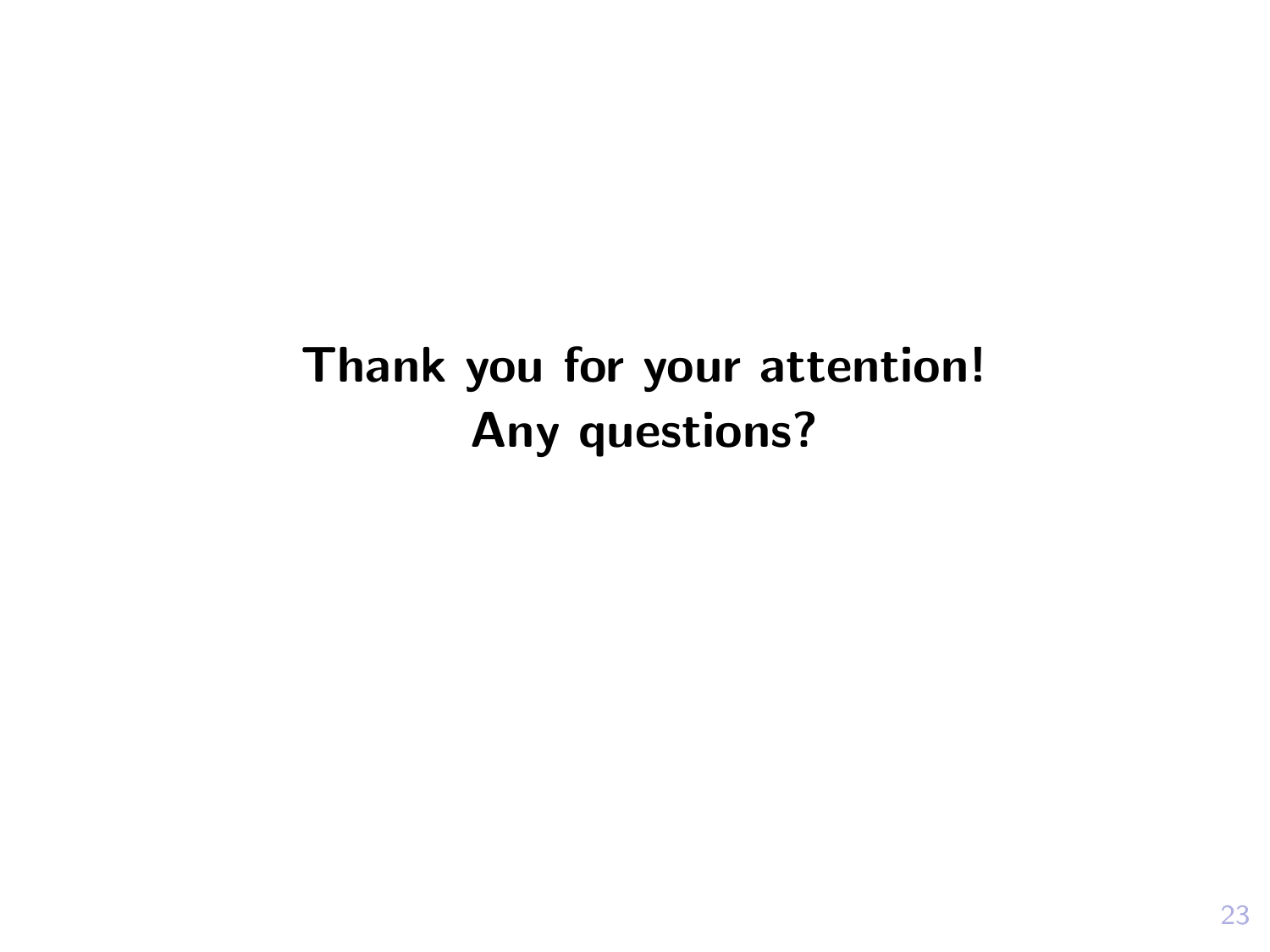**Thank you for your attention!**
**Any questions?**